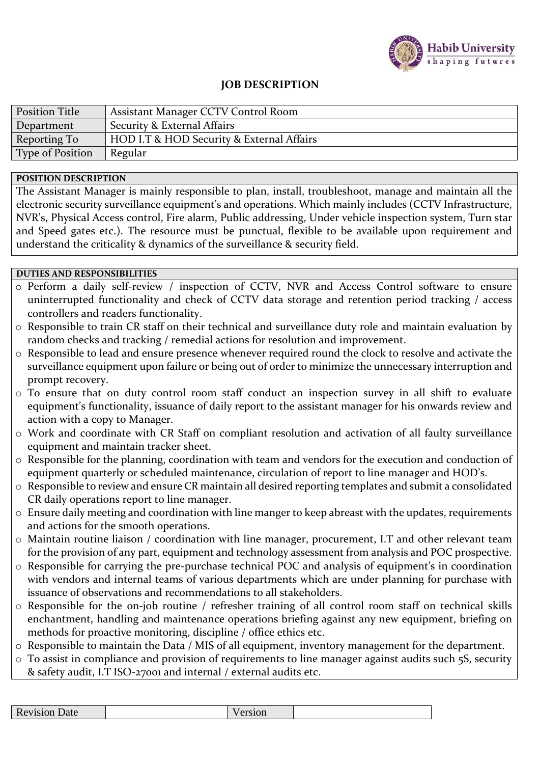# JOB DESCRIPTION

| Position Title | Assistant Manager CCTV Control Room |
|---|---|
| Department | Security & External Affairs |
| Reporting To | HOD I.T & HOD Security & External Affairs |
| Type of Position | Regular |

**POSITION DESCRIPTION**

The Assistant Manager is mainly responsible to plan, install, troubleshoot, manage and maintain all the electronic security surveillance equipment's and operations. Which mainly includes (CCTV Infrastructure, NVR's, Physical Access control, Fire alarm, Public addressing, Under vehicle inspection system, Turn star and Speed gates etc.). The resource must be punctual, flexible to be available upon requirement and understand the criticality & dynamics of the surveillance & security field.

**DUTIES AND RESPONSIBILITIES**

- Perform a daily self-review / inspection of CCTV, NVR and Access Control software to ensure uninterrupted functionality and check of CCTV data storage and retention period tracking / access controllers and readers functionality.
- Responsible to train CR staff on their technical and surveillance duty role and maintain evaluation by random checks and tracking / remedial actions for resolution and improvement.
- Responsible to lead and ensure presence whenever required round the clock to resolve and activate the surveillance equipment upon failure or being out of order to minimize the unnecessary interruption and prompt recovery.
- To ensure that on duty control room staff conduct an inspection survey in all shift to evaluate equipment's functionality, issuance of daily report to the assistant manager for his onwards review and action with a copy to Manager.
- Work and coordinate with CR Staff on compliant resolution and activation of all faulty surveillance equipment and maintain tracker sheet.
- Responsible for the planning, coordination with team and vendors for the execution and conduction of equipment quarterly or scheduled maintenance, circulation of report to line manager and HOD's.
- Responsible to review and ensure CR maintain all desired reporting templates and submit a consolidated CR daily operations report to line manager.
- Ensure daily meeting and coordination with line manger to keep abreast with the updates, requirements and actions for the smooth operations.
- Maintain routine liaison / coordination with line manager, procurement, I.T and other relevant team for the provision of any part, equipment and technology assessment from analysis and POC prospective.
- Responsible for carrying the pre-purchase technical POC and analysis of equipment's in coordination with vendors and internal teams of various departments which are under planning for purchase with issuance of observations and recommendations to all stakeholders.
- Responsible for the on-job routine / refresher training of all control room staff on technical skills enchantment, handling and maintenance operations briefing against any new equipment, briefing on methods for proactive monitoring, discipline / office ethics etc.
- Responsible to maintain the Data / MIS of all equipment, inventory management for the department.
- To assist in compliance and provision of requirements to line manager against audits such 5S, security & safety audit, I.T ISO-27001 and internal / external audits etc.

| Revision Date | | Version | |
|---|---|---|---|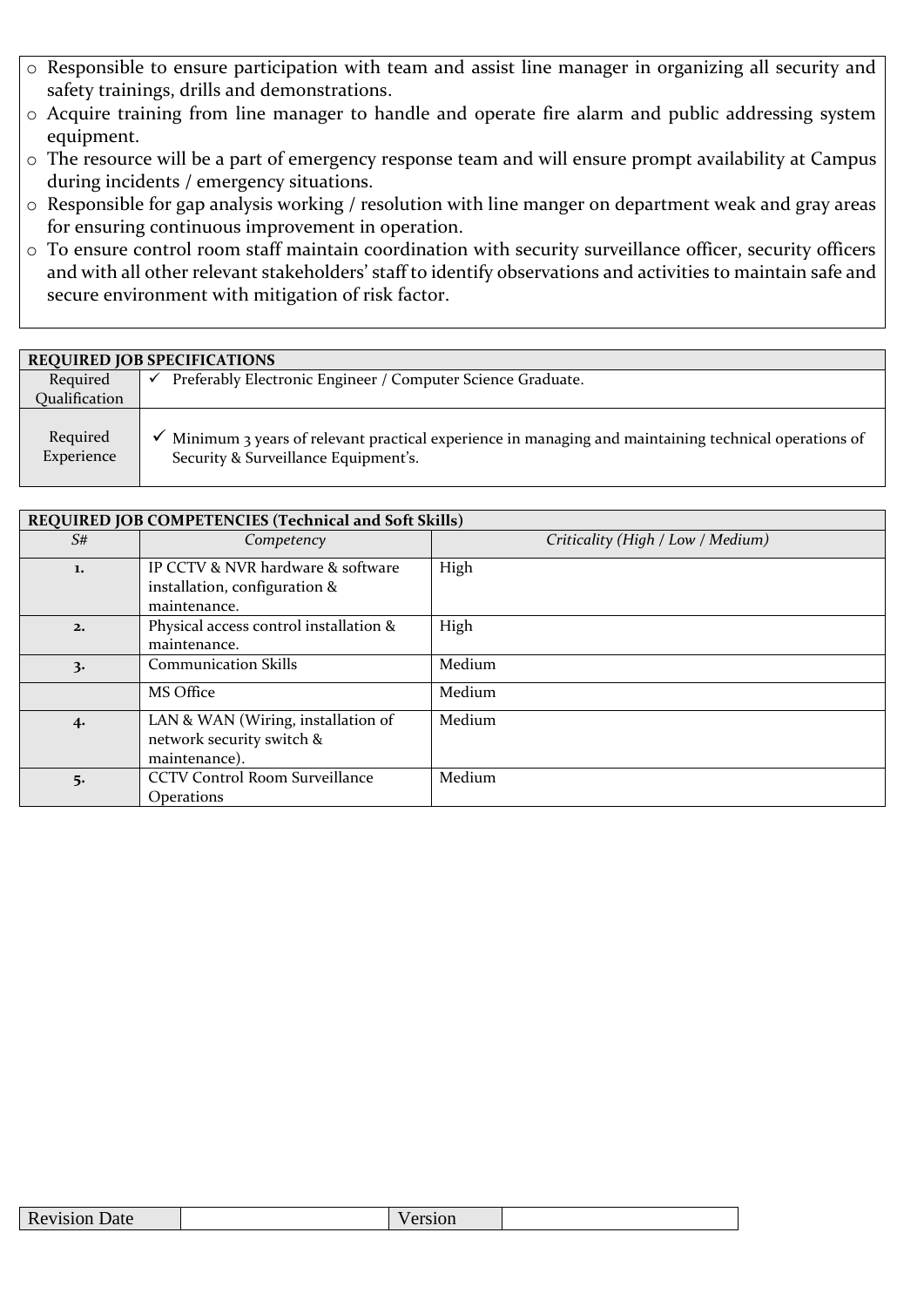- Responsible to ensure participation with team and assist line manager in organizing all security and safety trainings, drills and demonstrations.
- Acquire training from line manager to handle and operate fire alarm and public addressing system equipment.
- The resource will be a part of emergency response team and will ensure prompt availability at Campus during incidents / emergency situations.
- Responsible for gap analysis working / resolution with line manger on department weak and gray areas for ensuring continuous improvement in operation.
- To ensure control room staff maintain coordination with security surveillance officer, security officers and with all other relevant stakeholders' staff to identify observations and activities to maintain safe and secure environment with mitigation of risk factor.

| **REQUIRED JOB SPECIFICATIONS** | |
|---|---|
| Required Qualification | ✓ Preferably Electronic Engineer / Computer Science Graduate. |
| Required Experience | ✓ Minimum 3 years of relevant practical experience in managing and maintaining technical operations of Security & Surveillance Equipment's. |

**REQUIRED JOB COMPETENCIES (Technical and Soft Skills)**

| *S#* | *Competency* | *Criticality (High / Low / Medium)* |
|---|---|---|
| **1.** | IP CCTV & NVR hardware & software installation, configuration & maintenance. | High |
| **2.** | Physical access control installation & maintenance. | High |
| **3.** | Communication Skills | Medium |
| | MS Office | Medium |
| **4.** | LAN & WAN (Wiring, installation of network security switch & maintenance). | Medium |
| **5.** | CCTV Control Room Surveillance Operations | Medium |

| Revision Date | | Version | |
|---|---|---|---|